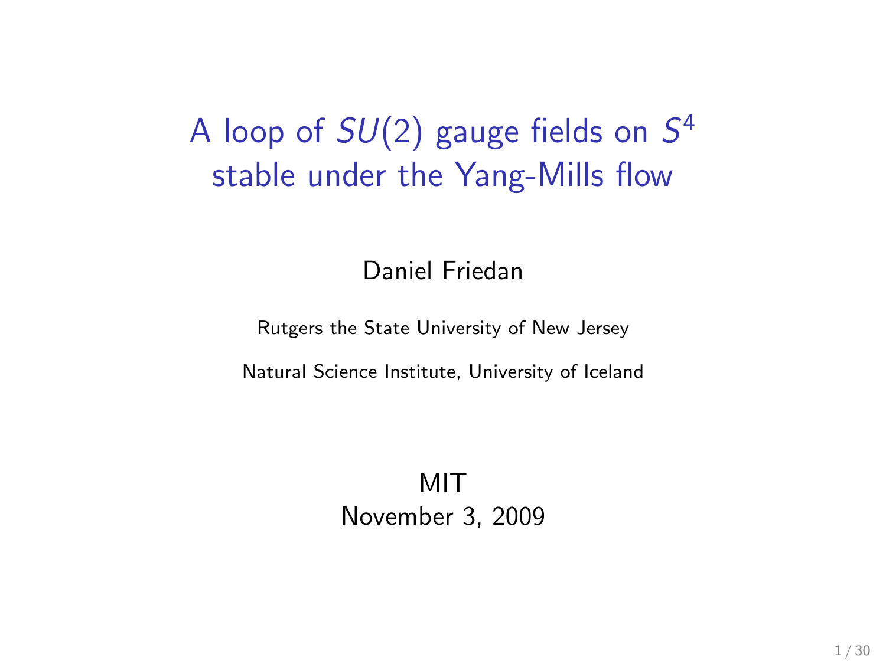# A loop of $SU(2)$ gauge fields on $S^4$ stable under the Yang-Mills flow

Daniel Friedan

Rutgers the State University of New Jersey

Natural Science Institute, University of Iceland

MIT

November 3, 2009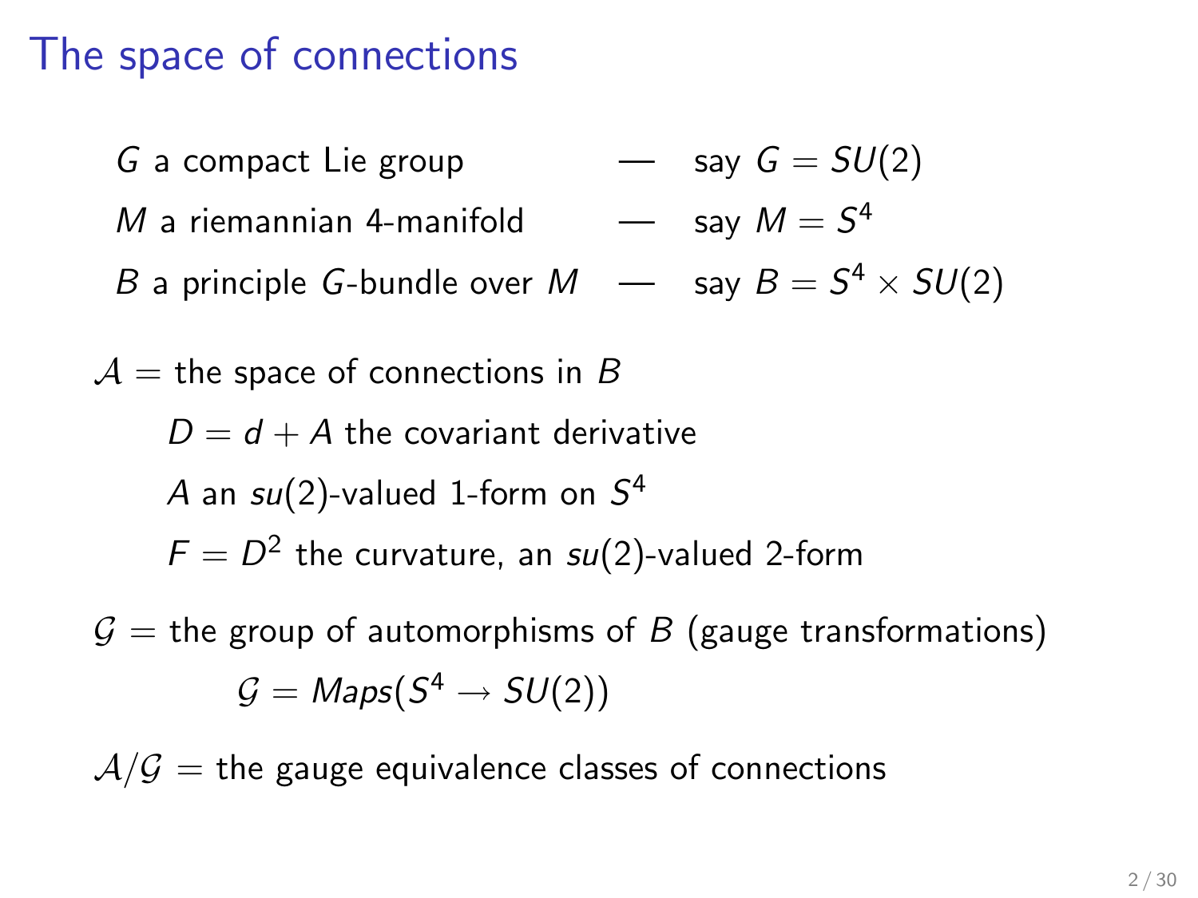# The space of connections

$G$ a compact Lie group — say $G = SU(2)$

$M$ a riemannian 4-manifold — say $M = S^4$

$B$ a principle $G$-bundle over $M$ — say $B = S^4 \times SU(2)$

$\mathcal{A}$ = the space of connections in $B$

- $D = d + A$ the covariant derivative
- $A$ an $su(2)$-valued 1-form on $S^4$
- $F = D^2$ the curvature, an $su(2)$-valued 2-form

$\mathcal{G}$ = the group of automorphisms of $B$ (gauge transformations)

$$\mathcal{G} = Maps(S^4 \to SU(2))$$

$\mathcal{A}/\mathcal{G}$ = the gauge equivalence classes of connections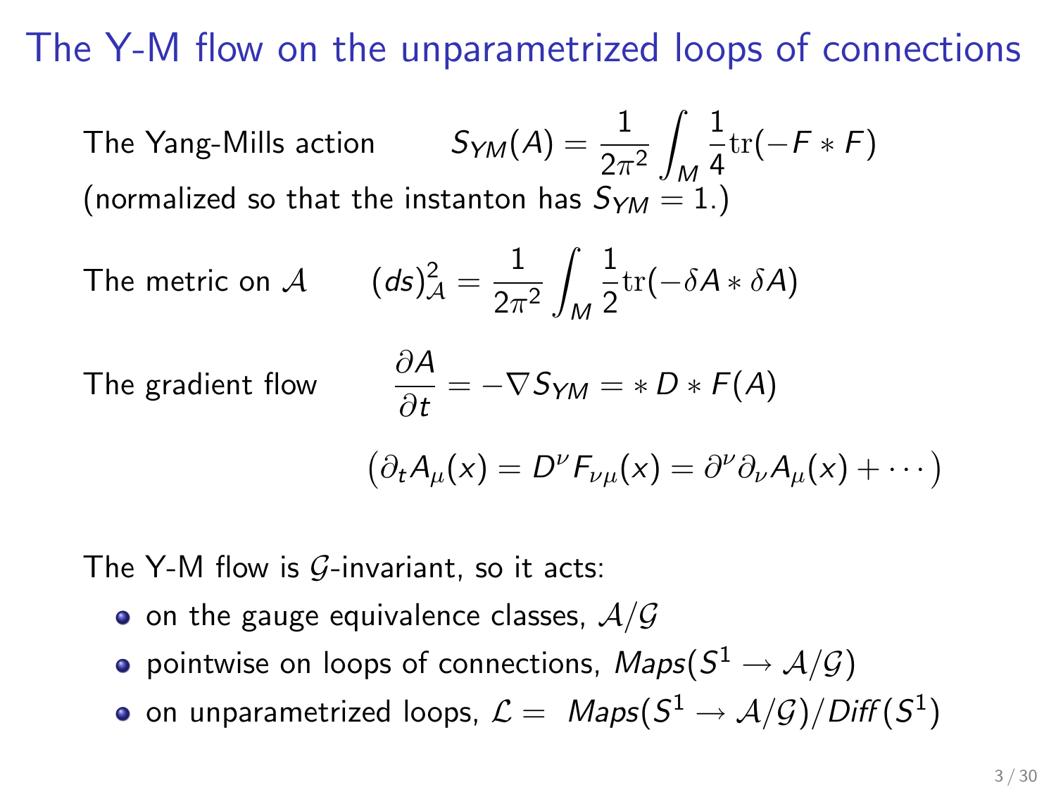# The Y-M flow on the unparametrized loops of connections

The Yang-Mills action $$S_{YM}(A) = \frac{1}{2\pi^2}\int_M \frac{1}{4}\mathrm{tr}(-F * F)$$

(normalized so that the instanton has $S_{YM} = 1$.)

The metric on $\mathcal{A}$ $$(ds)^2_{\mathcal{A}} = \frac{1}{2\pi^2}\int_M \frac{1}{2}\mathrm{tr}(-\delta A * \delta A)$$

The gradient flow $$\frac{\partial A}{\partial t} = -\nabla S_{YM} = * D * F(A)$$

$$\left(\partial_t A_\mu(x) = D^\nu F_{\nu\mu}(x) = \partial^\nu \partial_\nu A_\mu(x) + \cdots\right)$$

The Y-M flow is $\mathcal{G}$-invariant, so it acts:

- on the gauge equivalence classes, $\mathcal{A}/\mathcal{G}$
- pointwise on loops of connections, $Maps(S^1 \to \mathcal{A}/\mathcal{G})$
- on unparametrized loops, $\mathcal{L} = Maps(S^1 \to \mathcal{A}/\mathcal{G})/Diff(S^1)$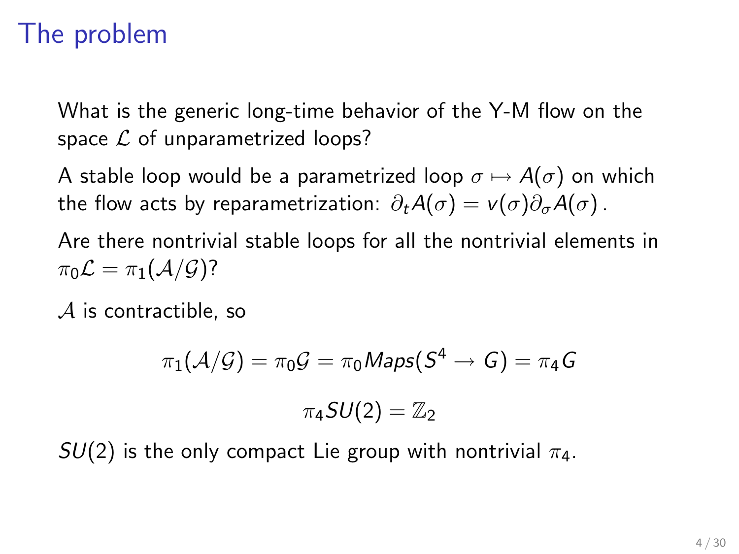# The problem

What is the generic long-time behavior of the Y-M flow on the space $\mathcal{L}$ of unparametrized loops?

A stable loop would be a parametrized loop $\sigma \mapsto A(\sigma)$ on which the flow acts by reparametrization: $\partial_t A(\sigma) = v(\sigma)\partial_\sigma A(\sigma)\,.$

Are there nontrivial stable loops for all the nontrivial elements in $\pi_0\mathcal{L} = \pi_1(\mathcal{A}/\mathcal{G})$?

$\mathcal{A}$ is contractible, so

$$\pi_1(\mathcal{A}/\mathcal{G}) = \pi_0\mathcal{G} = \pi_0 Maps(S^4 \to G) = \pi_4 G$$

$$\pi_4 SU(2) = \mathbb{Z}_2$$

$SU(2)$ is the only compact Lie group with nontrivial $\pi_4$.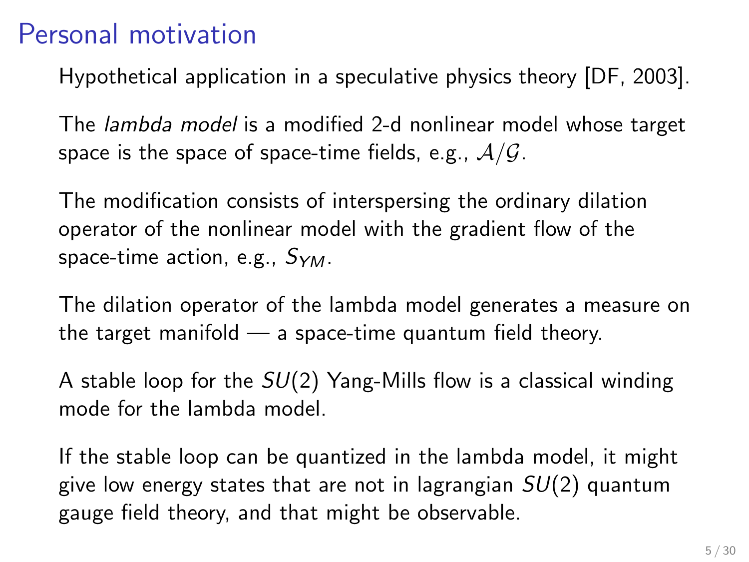# Personal motivation

Hypothetical application in a speculative physics theory [DF, 2003].

The *lambda model* is a modified 2-d nonlinear model whose target space is the space of space-time fields, e.g., $\mathcal{A}/\mathcal{G}$.

The modification consists of interspersing the ordinary dilation operator of the nonlinear model with the gradient flow of the space-time action, e.g., $S_{YM}$.

The dilation operator of the lambda model generates a measure on the target manifold — a space-time quantum field theory.

A stable loop for the $SU(2)$ Yang-Mills flow is a classical winding mode for the lambda model.

If the stable loop can be quantized in the lambda model, it might give low energy states that are not in lagrangian $SU(2)$ quantum gauge field theory, and that might be observable.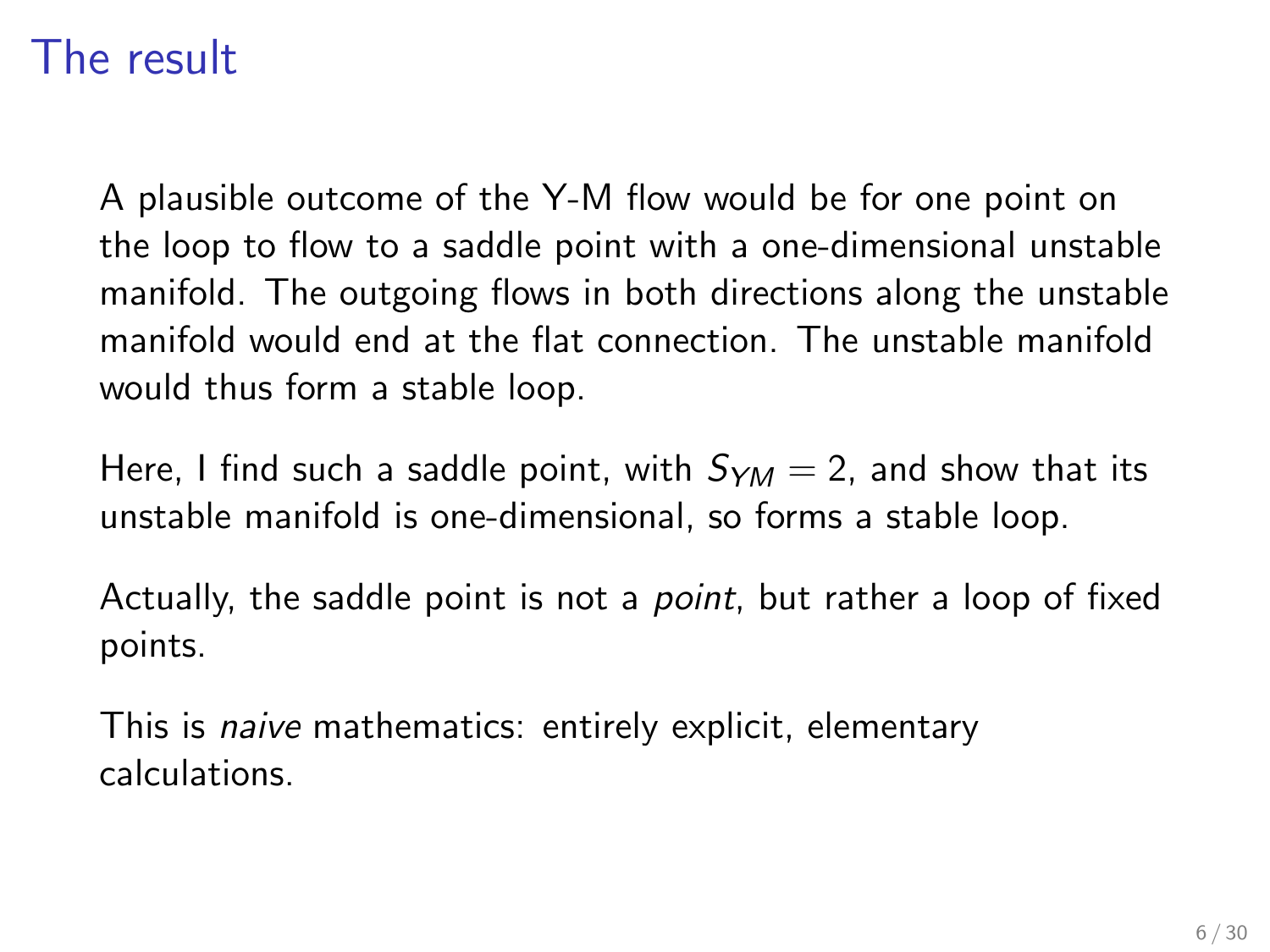# The result

A plausible outcome of the Y-M flow would be for one point on the loop to flow to a saddle point with a one-dimensional unstable manifold. The outgoing flows in both directions along the unstable manifold would end at the flat connection. The unstable manifold would thus form a stable loop.

Here, I find such a saddle point, with $S_{YM} = 2$, and show that its unstable manifold is one-dimensional, so forms a stable loop.

Actually, the saddle point is not a *point*, but rather a loop of fixed points.

This is *naive* mathematics: entirely explicit, elementary calculations.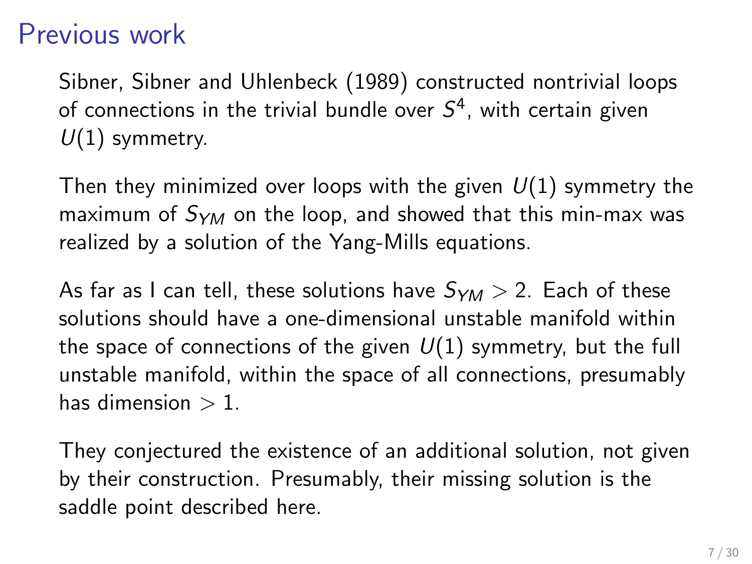# Previous work

Sibner, Sibner and Uhlenbeck (1989) constructed nontrivial loops of connections in the trivial bundle over $S^4$, with certain given $U(1)$ symmetry.

Then they minimized over loops with the given $U(1)$ symmetry the maximum of $S_{YM}$ on the loop, and showed that this min-max was realized by a solution of the Yang-Mills equations.

As far as I can tell, these solutions have $S_{YM} > 2$. Each of these solutions should have a one-dimensional unstable manifold within the space of connections of the given $U(1)$ symmetry, but the full unstable manifold, within the space of all connections, presumably has dimension $> 1$.

They conjectured the existence of an additional solution, not given by their construction. Presumably, their missing solution is the saddle point described here.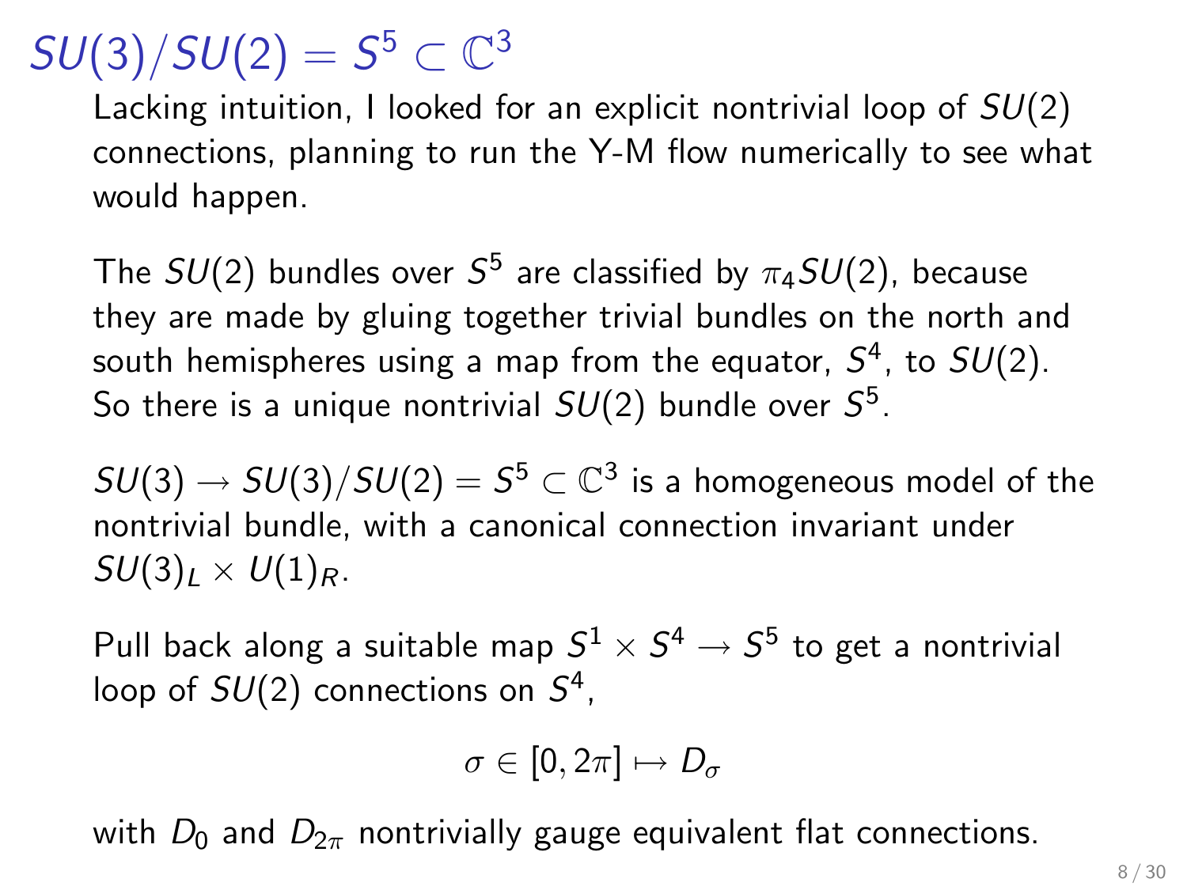# $SU(3)/SU(2) = S^5 \subset \mathbb{C}^3$

Lacking intuition, I looked for an explicit nontrivial loop of $SU(2)$ connections, planning to run the Y-M flow numerically to see what would happen.

The $SU(2)$ bundles over $S^5$ are classified by $\pi_4 SU(2)$, because they are made by gluing together trivial bundles on the north and south hemispheres using a map from the equator, $S^4$, to $SU(2)$. So there is a unique nontrivial $SU(2)$ bundle over $S^5$.

$SU(3) \to SU(3)/SU(2) = S^5 \subset \mathbb{C}^3$ is a homogeneous model of the nontrivial bundle, with a canonical connection invariant under $SU(3)_L \times U(1)_R$.

Pull back along a suitable map $S^1 \times S^4 \to S^5$ to get a nontrivial loop of $SU(2)$ connections on $S^4$,

$$\sigma \in [0, 2\pi] \mapsto D_\sigma$$

with $D_0$ and $D_{2\pi}$ nontrivially gauge equivalent flat connections.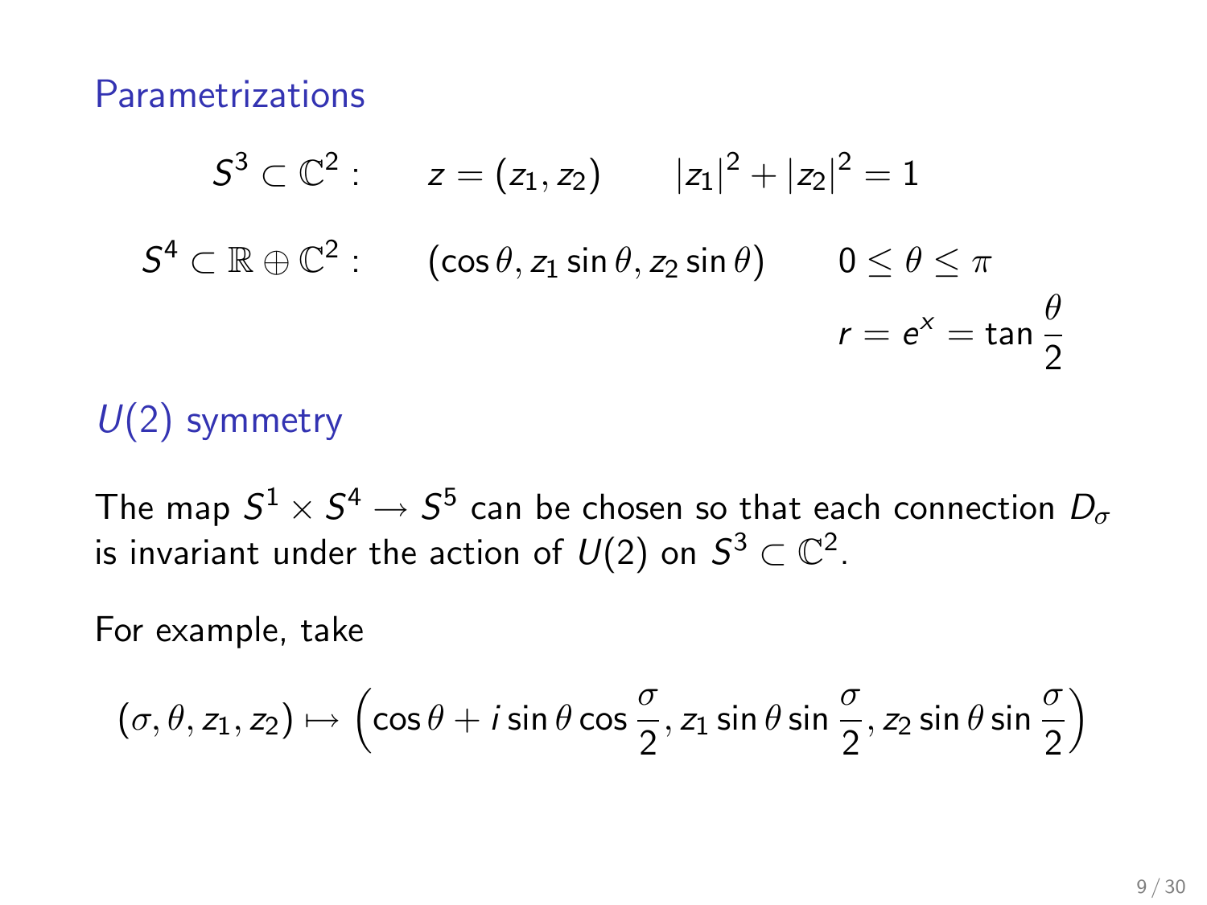## Parametrizations

$$S^3 \subset \mathbb{C}^2 : \qquad z = (z_1, z_2) \qquad |z_1|^2 + |z_2|^2 = 1$$

$$S^4 \subset \mathbb{R} \oplus \mathbb{C}^2 : \qquad (\cos\theta, z_1 \sin\theta, z_2 \sin\theta) \qquad 0 \leq \theta \leq \pi$$

$$r = e^x = \tan\frac{\theta}{2}$$

## $U(2)$ symmetry

The map $S^1 \times S^4 \to S^5$ can be chosen so that each connection $D_\sigma$ is invariant under the action of $U(2)$ on $S^3 \subset \mathbb{C}^2$.

For example, take

$$(\sigma, \theta, z_1, z_2) \mapsto \left(\cos\theta + i\sin\theta\cos\frac{\sigma}{2}, z_1 \sin\theta \sin\frac{\sigma}{2}, z_2 \sin\theta \sin\frac{\sigma}{2}\right)$$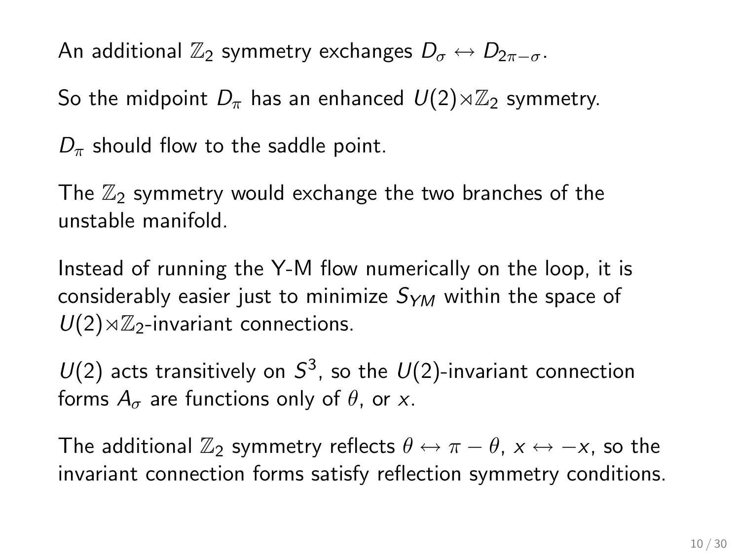An additional $\mathbb{Z}_2$ symmetry exchanges $D_\sigma \leftrightarrow D_{2\pi-\sigma}$.

So the midpoint $D_\pi$ has an enhanced $U(2)\rtimes\mathbb{Z}_2$ symmetry.

$D_\pi$ should flow to the saddle point.

The $\mathbb{Z}_2$ symmetry would exchange the two branches of the unstable manifold.

Instead of running the Y-M flow numerically on the loop, it is considerably easier just to minimize $S_{YM}$ within the space of $U(2)\rtimes\mathbb{Z}_2$-invariant connections.

$U(2)$ acts transitively on $S^3$, so the $U(2)$-invariant connection forms $A_\sigma$ are functions only of $\theta$, or $x$.

The additional $\mathbb{Z}_2$ symmetry reflects $\theta \leftrightarrow \pi - \theta$, $x \leftrightarrow -x$, so the invariant connection forms satisfy reflection symmetry conditions.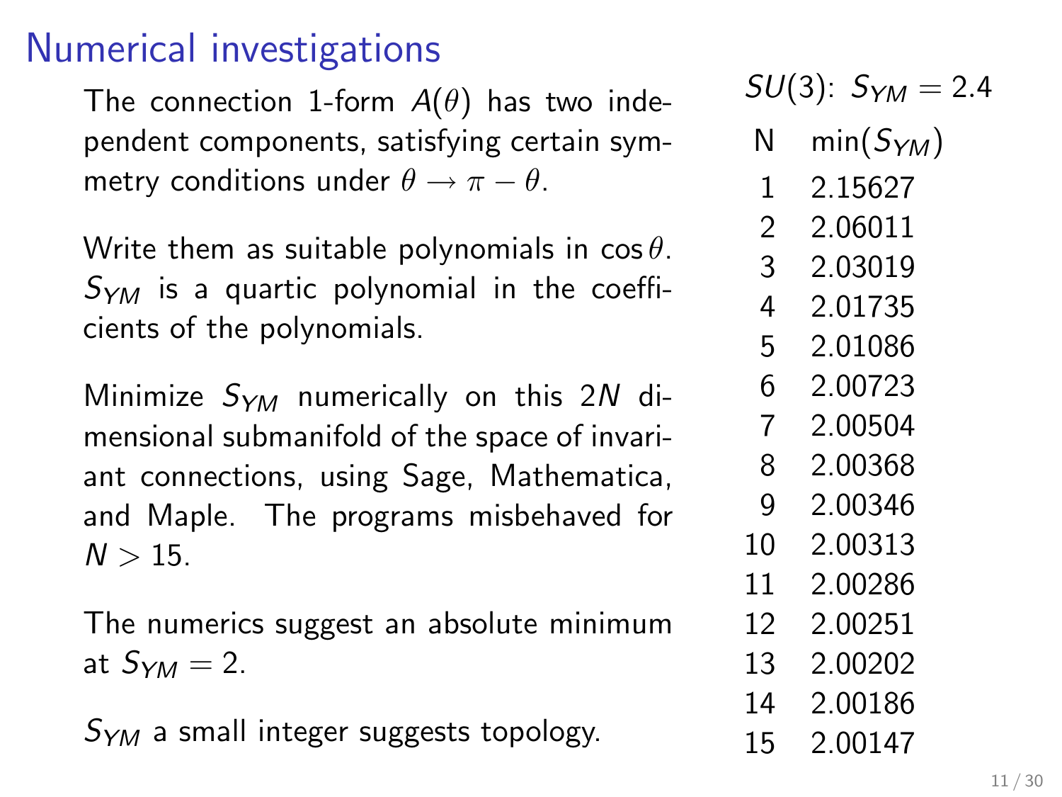# Numerical investigations

The connection 1-form $A(\theta)$ has two independent components, satisfying certain symmetry conditions under $\theta \to \pi - \theta$.

Write them as suitable polynomials in $\cos\theta$. $S_{YM}$ is a quartic polynomial in the coefficients of the polynomials.

Minimize $S_{YM}$ numerically on this $2N$ dimensional submanifold of the space of invariant connections, using Sage, Mathematica, and Maple. The programs misbehaved for $N > 15$.

The numerics suggest an absolute minimum at $S_{YM} = 2$.

$S_{YM}$ a small integer suggests topology.

$SU(3)$: $S_{YM} = 2.4$

| N | $\min(S_{YM})$ |
|---|---|
| 1 | 2.15627 |
| 2 | 2.06011 |
| 3 | 2.03019 |
| 4 | 2.01735 |
| 5 | 2.01086 |
| 6 | 2.00723 |
| 7 | 2.00504 |
| 8 | 2.00368 |
| 9 | 2.00346 |
| 10 | 2.00313 |
| 11 | 2.00286 |
| 12 | 2.00251 |
| 13 | 2.00202 |
| 14 | 2.00186 |
| 15 | 2.00147 |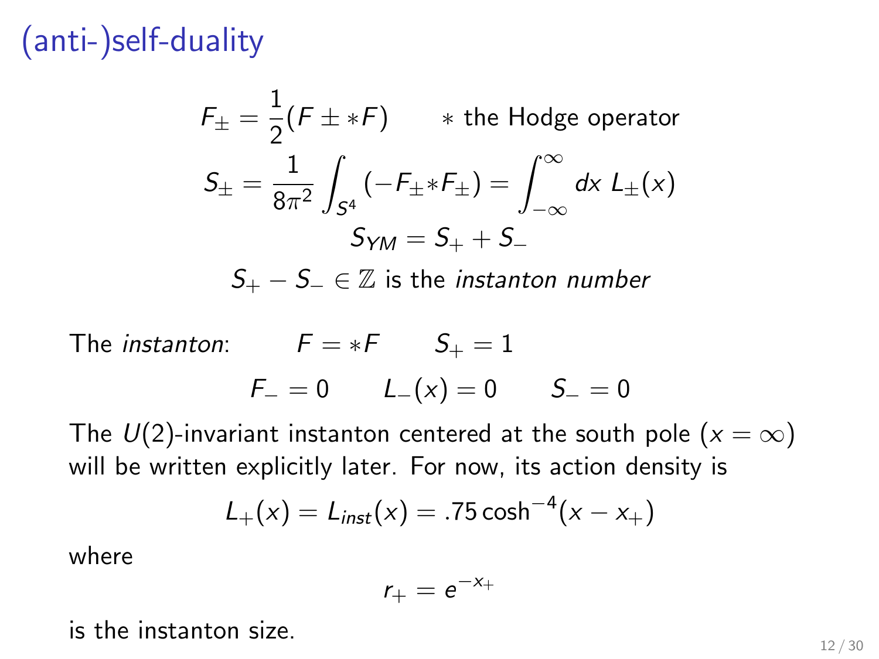# (anti-)self-duality

$$F_\pm = \frac{1}{2}(F \pm *F) \qquad * \text{ the Hodge operator}$$

$$S_\pm = \frac{1}{8\pi^2} \int_{S^4} (-F_\pm * F_\pm) = \int_{-\infty}^{\infty} dx \; L_\pm(x)$$

$$S_{YM} = S_+ + S_-$$

$$S_+ - S_- \in \mathbb{Z} \text{ is the } \textit{instanton number}$$

The *instanton*: $\qquad F = *F \qquad S_+ = 1$

$$F_- = 0 \qquad L_-(x) = 0 \qquad S_- = 0$$

The $U(2)$-invariant instanton centered at the south pole ($x = \infty$) will be written explicitly later. For now, its action density is

$$L_+(x) = L_{inst}(x) = .75 \cosh^{-4}(x - x_+)$$

where

$$r_+ = e^{-x_+}$$

is the instanton size.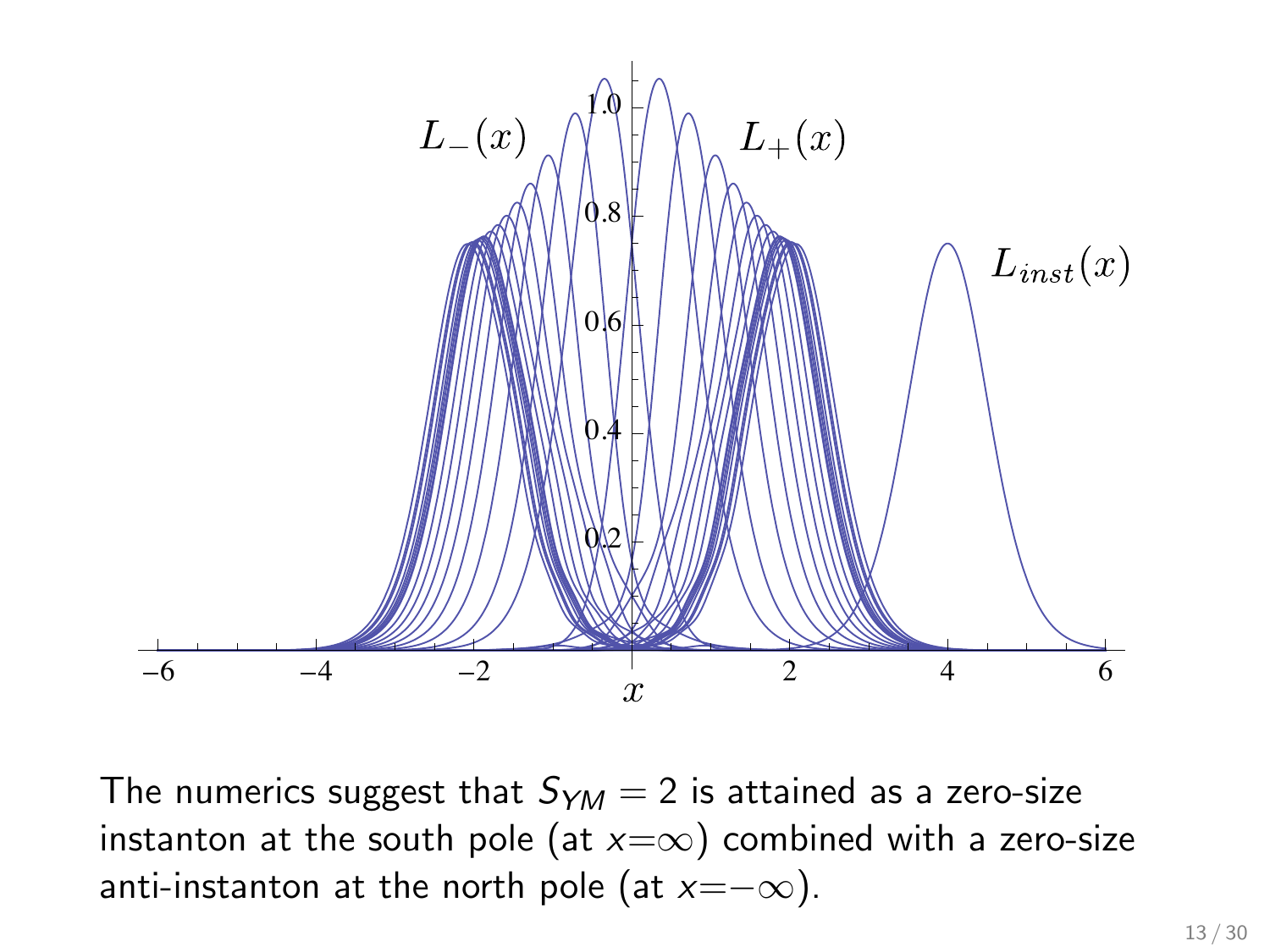The numerics suggest that $S_{YM} = 2$ is attained as a zero-size instanton at the south pole (at $x{=}\infty$) combined with a zero-size anti-instanton at the north pole (at $x{=}-\infty$).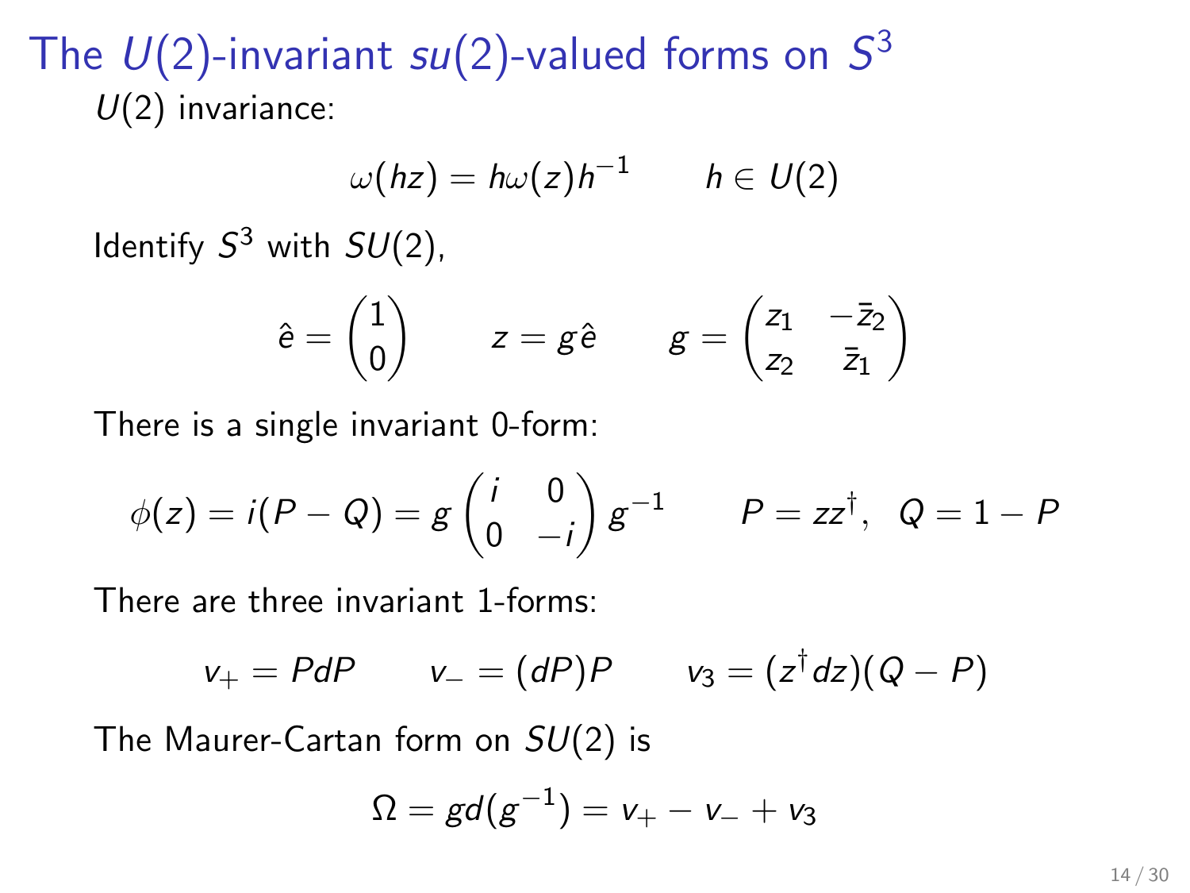# The $U(2)$-invariant $su(2)$-valued forms on $S^3$

$U(2)$ invariance:

$$\omega(hz) = h\omega(z)h^{-1} \qquad h \in U(2)$$

Identify $S^3$ with $SU(2)$,

$$\hat{e} = \begin{pmatrix} 1 \\ 0 \end{pmatrix} \qquad z = g\hat{e} \qquad g = \begin{pmatrix} z_1 & -\bar{z}_2 \\ z_2 & \bar{z}_1 \end{pmatrix}$$

There is a single invariant 0-form:

$$\phi(z) = i(P - Q) = g \begin{pmatrix} i & 0 \\ 0 & -i \end{pmatrix} g^{-1} \qquad P = zz^{\dagger}, \;\; Q = 1 - P$$

There are three invariant 1-forms:

$$v_+ = PdP \qquad v_- = (dP)P \qquad v_3 = (z^{\dagger}dz)(Q - P)$$

The Maurer-Cartan form on $SU(2)$ is

$$\Omega = gd(g^{-1}) = v_+ - v_- + v_3$$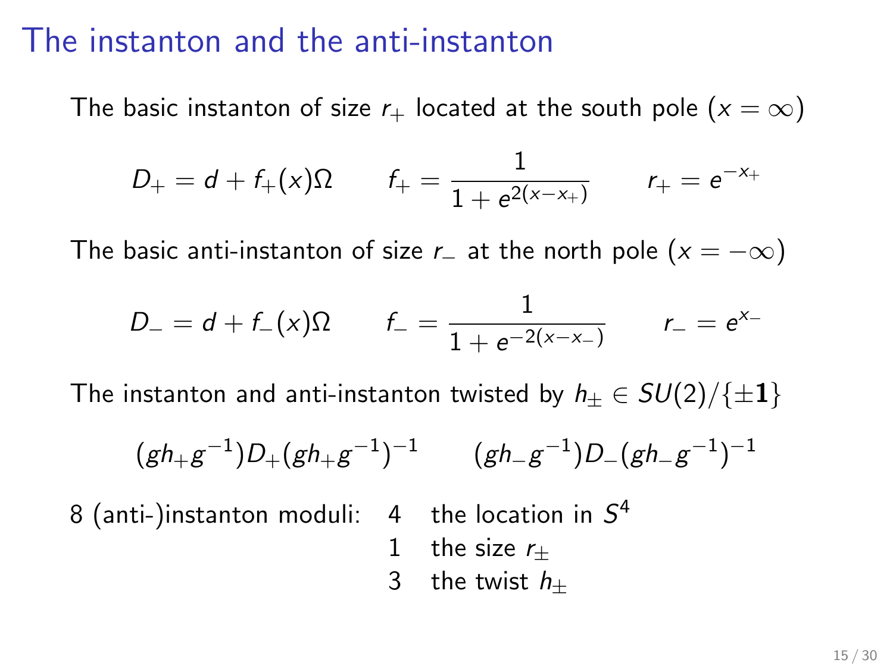# The instanton and the anti-instanton

The basic instanton of size $r_+$ located at the south pole ($x = \infty$)

$$D_+ = d + f_+(x)\Omega \qquad f_+ = \frac{1}{1 + e^{2(x - x_+)}} \qquad r_+ = e^{-x_+}$$

The basic anti-instanton of size $r_-$ at the north pole ($x = -\infty$)

$$D_- = d + f_-(x)\Omega \qquad f_- = \frac{1}{1 + e^{-2(x - x_-)}} \qquad r_- = e^{x_-}$$

The instanton and anti-instanton twisted by $h_\pm \in SU(2)/\{\pm\mathbf{1}\}$

$$(gh_+g^{-1})D_+(gh_+g^{-1})^{-1} \qquad (gh_-g^{-1})D_-(gh_-g^{-1})^{-1}$$

8 (anti-)instanton moduli:

| | |
|---|---|
| 4 | the location in $S^4$ |
| 1 | the size $r_\pm$ |
| 3 | the twist $h_\pm$ |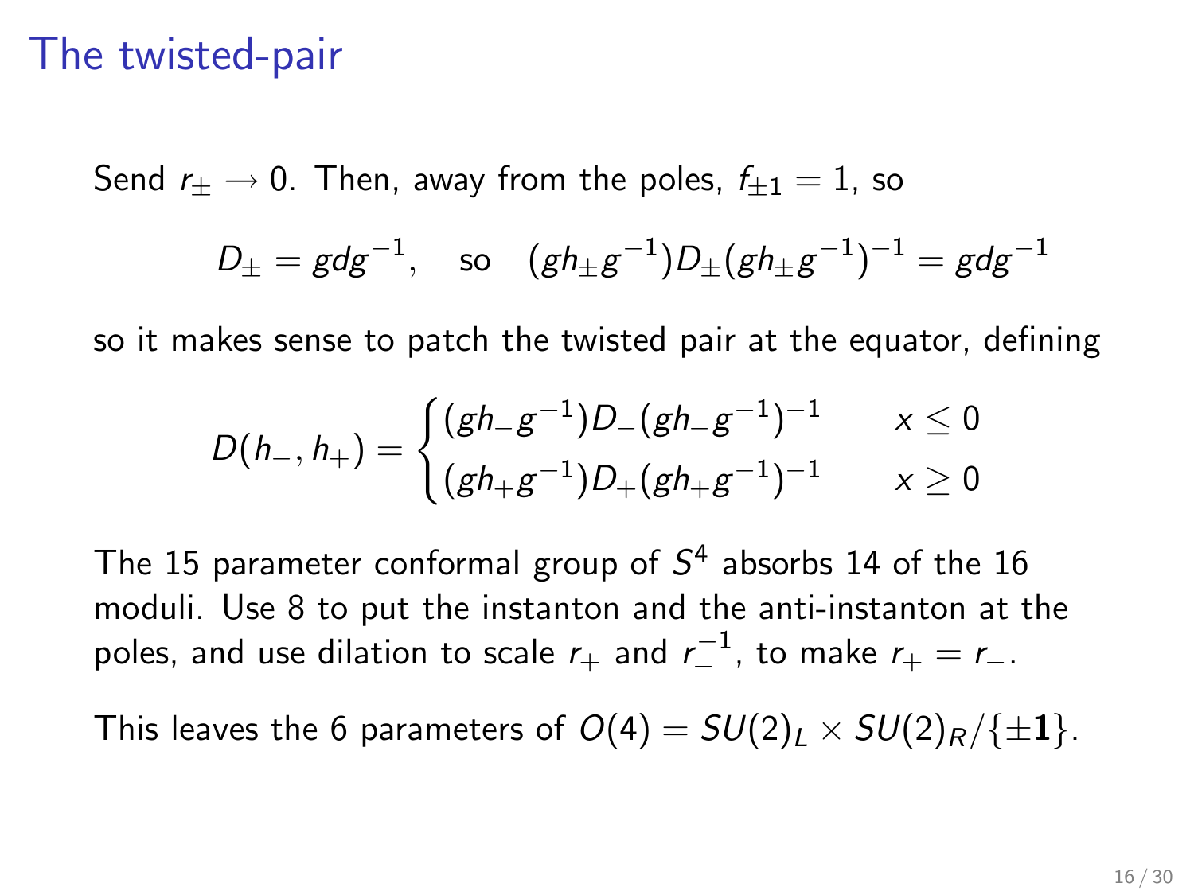# The twisted-pair

Send $r_\pm \to 0$. Then, away from the poles, $f_{\pm 1} = 1$, so

$$D_\pm = g d g^{-1}, \quad \text{so} \quad (g h_\pm g^{-1}) D_\pm (g h_\pm g^{-1})^{-1} = g d g^{-1}$$

so it makes sense to patch the twisted pair at the equator, defining

$$D(h_-, h_+) = \begin{cases} (g h_- g^{-1}) D_- (g h_- g^{-1})^{-1} & x \leq 0 \\ (g h_+ g^{-1}) D_+ (g h_+ g^{-1})^{-1} & x \geq 0 \end{cases}$$

The 15 parameter conformal group of $S^4$ absorbs 14 of the 16 moduli. Use 8 to put the instanton and the anti-instanton at the poles, and use dilation to scale $r_+$ and $r_-^{-1}$, to make $r_+ = r_-$.

This leaves the 6 parameters of $O(4) = SU(2)_L \times SU(2)_R / \{\pm \mathbf{1}\}$.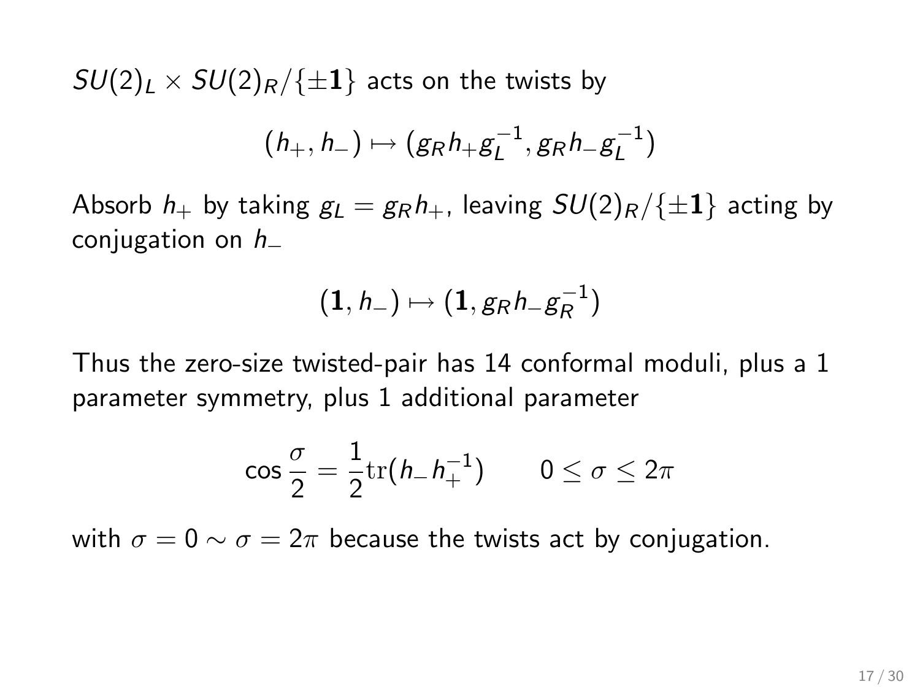$SU(2)_L \times SU(2)_R/\{\pm\mathbf{1}\}$ acts on the twists by

$$(h_+, h_-) \mapsto (g_R h_+ g_L^{-1}, g_R h_- g_L^{-1})$$

Absorb $h_+$ by taking $g_L = g_R h_+$, leaving $SU(2)_R/\{\pm\mathbf{1}\}$ acting by conjugation on $h_-$

$$(\mathbf{1}, h_-) \mapsto (\mathbf{1}, g_R h_- g_R^{-1})$$

Thus the zero-size twisted-pair has 14 conformal moduli, plus a 1 parameter symmetry, plus 1 additional parameter

$$\cos\frac{\sigma}{2} = \frac{1}{2}\mathrm{tr}(h_- h_+^{-1}) \qquad 0 \leq \sigma \leq 2\pi$$

with $\sigma = 0 \sim \sigma = 2\pi$ because the twists act by conjugation.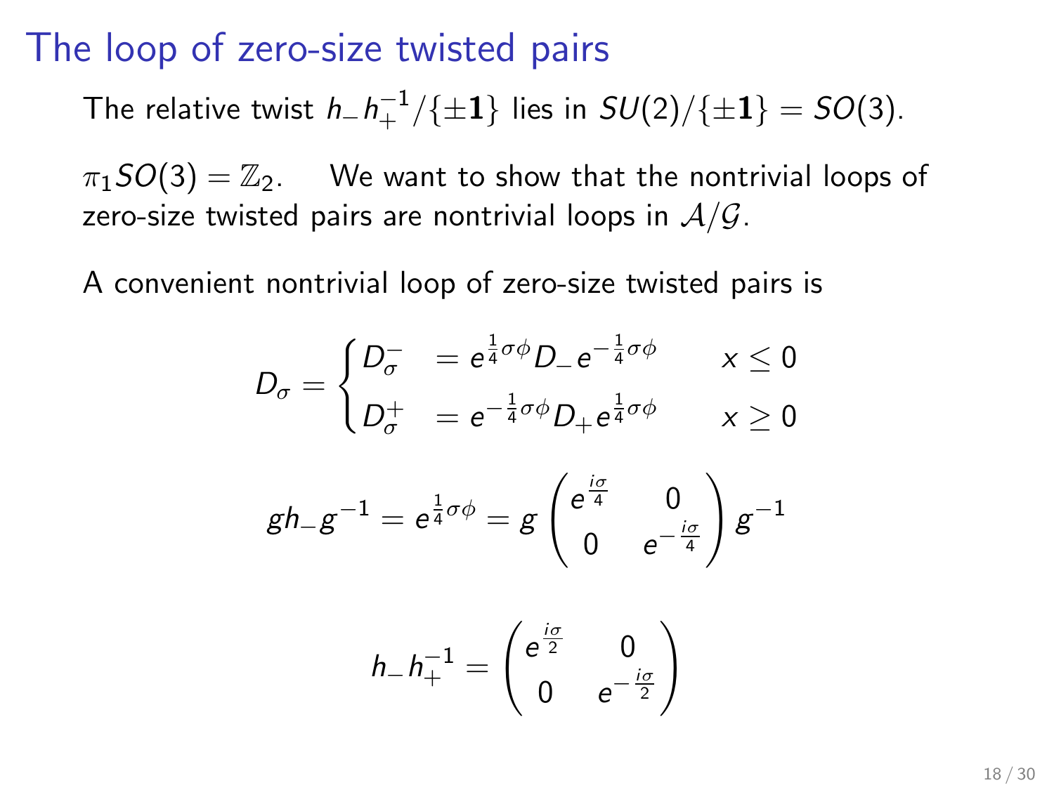# The loop of zero-size twisted pairs

The relative twist $h_- h_+^{-1}/\{\pm\mathbf{1}\}$ lies in $SU(2)/\{\pm\mathbf{1}\} = SO(3)$.

$\pi_1 SO(3) = \mathbb{Z}_2$. We want to show that the nontrivial loops of zero-size twisted pairs are nontrivial loops in $\mathcal{A}/\mathcal{G}$.

A convenient nontrivial loop of zero-size twisted pairs is

$$D_\sigma = \begin{cases} D_\sigma^- &= e^{\frac{1}{4}\sigma\phi} D_- e^{-\frac{1}{4}\sigma\phi} \qquad x \leq 0 \\ D_\sigma^+ &= e^{-\frac{1}{4}\sigma\phi} D_+ e^{\frac{1}{4}\sigma\phi} \qquad x \geq 0 \end{cases}$$

$$g h_- g^{-1} = e^{\frac{1}{4}\sigma\phi} = g \begin{pmatrix} e^{\frac{i\sigma}{4}} & 0 \\ 0 & e^{-\frac{i\sigma}{4}} \end{pmatrix} g^{-1}$$

$$h_- h_+^{-1} = \begin{pmatrix} e^{\frac{i\sigma}{2}} & 0 \\ 0 & e^{-\frac{i\sigma}{2}} \end{pmatrix}$$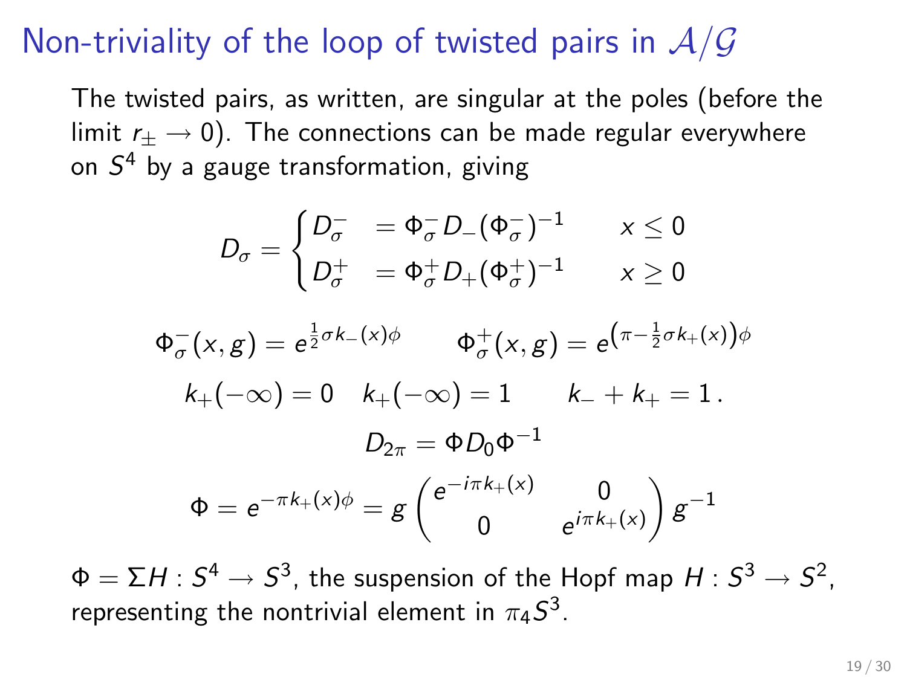# Non-triviality of the loop of twisted pairs in $\mathcal{A}/\mathcal{G}$

The twisted pairs, as written, are singular at the poles (before the limit $r_\pm \to 0$). The connections can be made regular everywhere on $S^4$ by a gauge transformation, giving

$$
D_\sigma = \begin{cases} D_\sigma^- & = \Phi_\sigma^- D_- (\Phi_\sigma^-)^{-1} \qquad x \leq 0 \\ D_\sigma^+ & = \Phi_\sigma^+ D_+ (\Phi_\sigma^+)^{-1} \qquad x \geq 0 \end{cases}
$$

$$
\Phi_\sigma^-(x,g) = e^{\frac{1}{2}\sigma k_-(x)\phi} \qquad \Phi_\sigma^+(x,g) = e^{\left(\pi - \frac{1}{2}\sigma k_+(x)\right)\phi}
$$

$$
k_+(-\infty) = 0 \quad k_+(-\infty) = 1 \qquad k_- + k_+ = 1\,.
$$

$$
D_{2\pi} = \Phi D_0 \Phi^{-1}
$$

$$
\Phi = e^{-\pi k_+(x)\phi} = g \begin{pmatrix} e^{-i\pi k_+(x)} & 0 \\ 0 & e^{i\pi k_+(x)} \end{pmatrix} g^{-1}
$$

$\Phi = \Sigma H : S^4 \to S^3$, the suspension of the Hopf map $H : S^3 \to S^2$, representing the nontrivial element in $\pi_4 S^3$.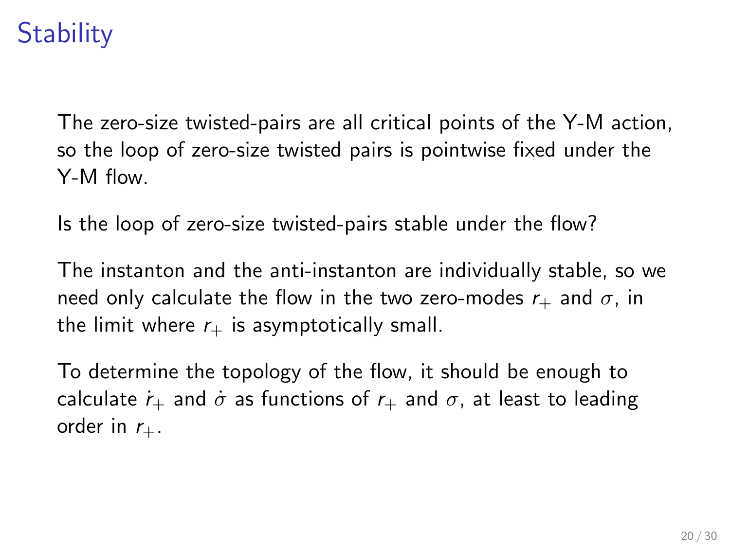# Stability

The zero-size twisted-pairs are all critical points of the Y-M action, so the loop of zero-size twisted pairs is pointwise fixed under the Y-M flow.

Is the loop of zero-size twisted-pairs stable under the flow?

The instanton and the anti-instanton are individually stable, so we need only calculate the flow in the two zero-modes $r_+$ and $\sigma$, in the limit where $r_+$ is asymptotically small.

To determine the topology of the flow, it should be enough to calculate $\dot{r}_+$ and $\dot{\sigma}$ as functions of $r_+$ and $\sigma$, at least to leading order in $r_+$.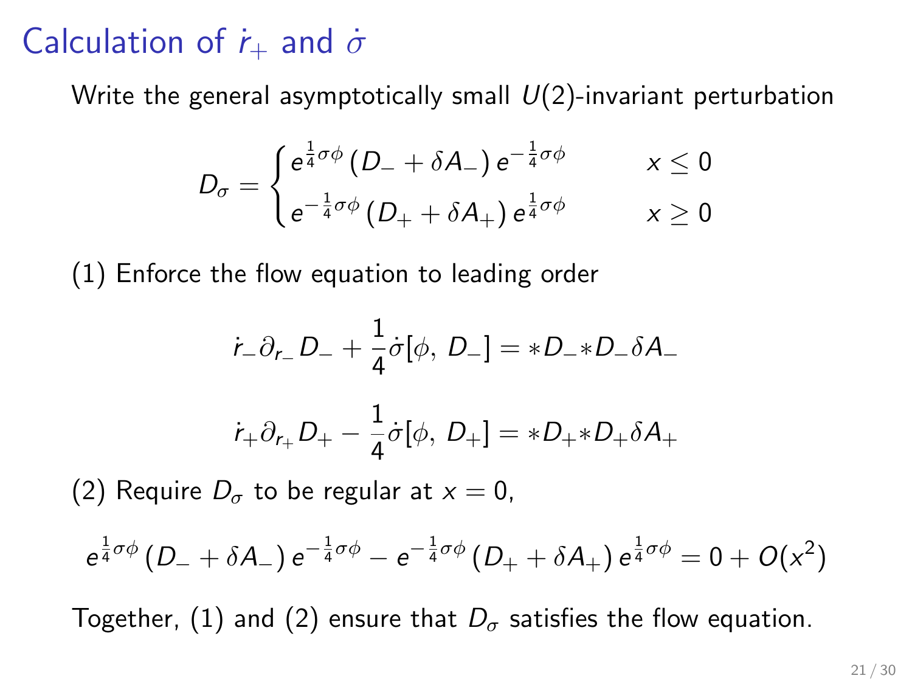# Calculation of $\dot{r}_+$ and $\dot{\sigma}$

Write the general asymptotically small $U(2)$-invariant perturbation

$$
D_\sigma = \begin{cases} e^{\frac{1}{4}\sigma\phi}\left(D_- + \delta A_-\right)e^{-\frac{1}{4}\sigma\phi} & x \leq 0 \\ e^{-\frac{1}{4}\sigma\phi}\left(D_+ + \delta A_+\right)e^{\frac{1}{4}\sigma\phi} & x \geq 0 \end{cases}
$$

(1) Enforce the flow equation to leading order

$$
\dot{r}_-\partial_{r_-}D_- + \frac{1}{4}\dot{\sigma}[\phi,\, D_-] = *D_-*D_-\delta A_-
$$

$$
\dot{r}_+\partial_{r_+}D_+ - \frac{1}{4}\dot{\sigma}[\phi,\, D_+] = *D_+*D_+\delta A_+
$$

(2) Require $D_\sigma$ to be regular at $x = 0$,

$$
e^{\frac{1}{4}\sigma\phi}\left(D_- + \delta A_-\right)e^{-\frac{1}{4}\sigma\phi} - e^{-\frac{1}{4}\sigma\phi}\left(D_+ + \delta A_+\right)e^{\frac{1}{4}\sigma\phi} = 0 + O(x^2)
$$

Together, (1) and (2) ensure that $D_\sigma$ satisfies the flow equation.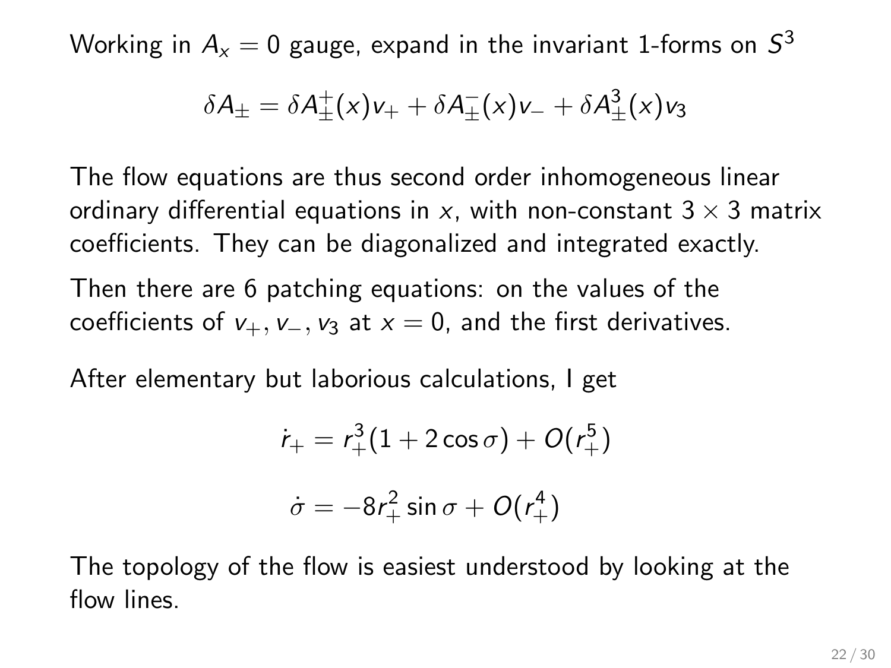Working in $A_x = 0$ gauge, expand in the invariant 1-forms on $S^3$

$$\delta A_\pm = \delta A_\pm^+(x) v_+ + \delta A_\pm^-(x) v_- + \delta A_\pm^3(x) v_3$$

The flow equations are thus second order inhomogeneous linear ordinary differential equations in $x$, with non-constant $3 \times 3$ matrix coefficients. They can be diagonalized and integrated exactly.

Then there are 6 patching equations: on the values of the coefficients of $v_+, v_-, v_3$ at $x = 0$, and the first derivatives.

After elementary but laborious calculations, I get

$$\dot{r}_+ = r_+^3(1 + 2\cos\sigma) + O(r_+^5)$$

$$\dot{\sigma} = -8r_+^2 \sin\sigma + O(r_+^4)$$

The topology of the flow is easiest understood by looking at the flow lines.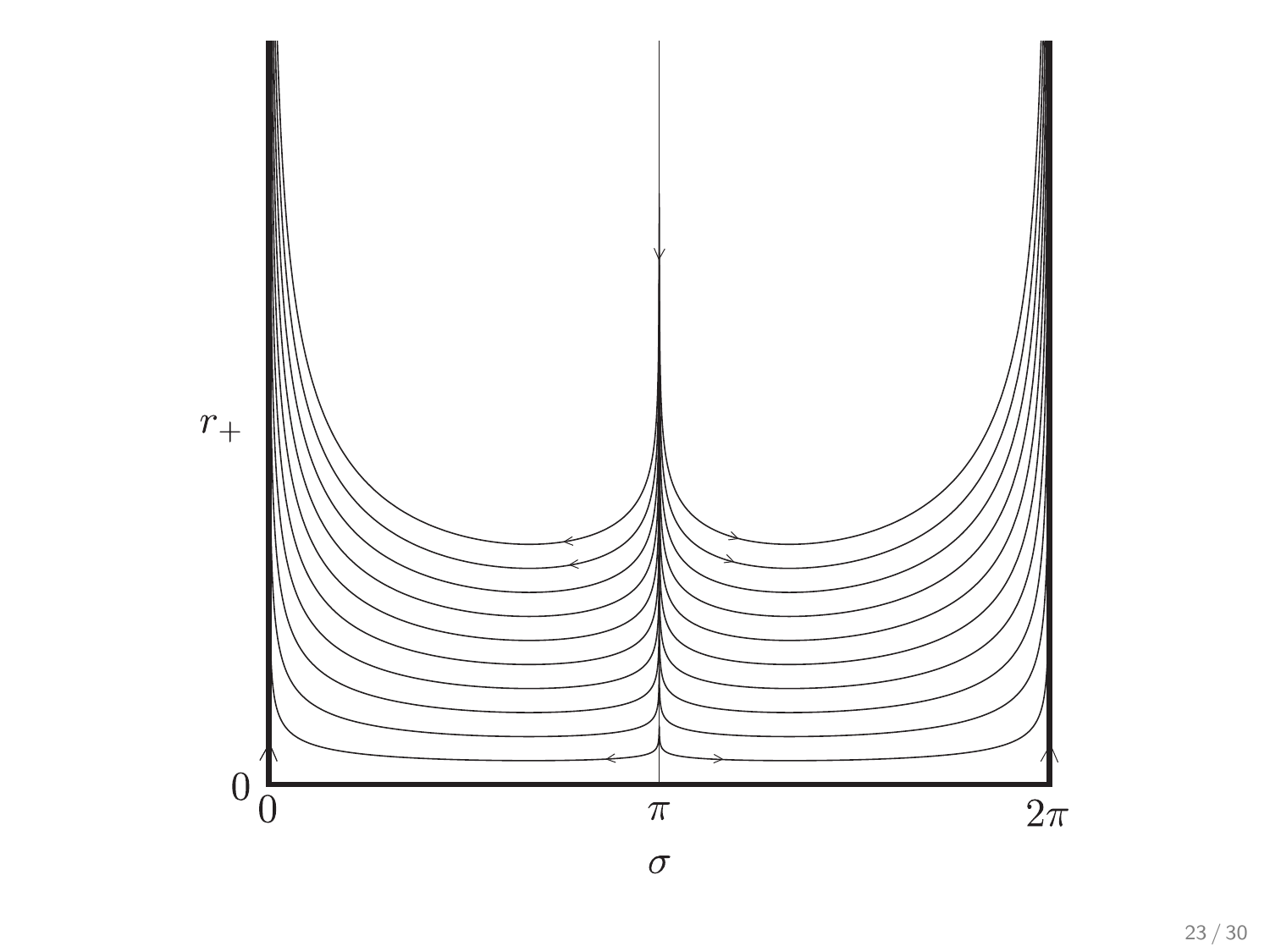$r_+$

$0$

$0 \quad \pi \quad 2\pi$

$\sigma$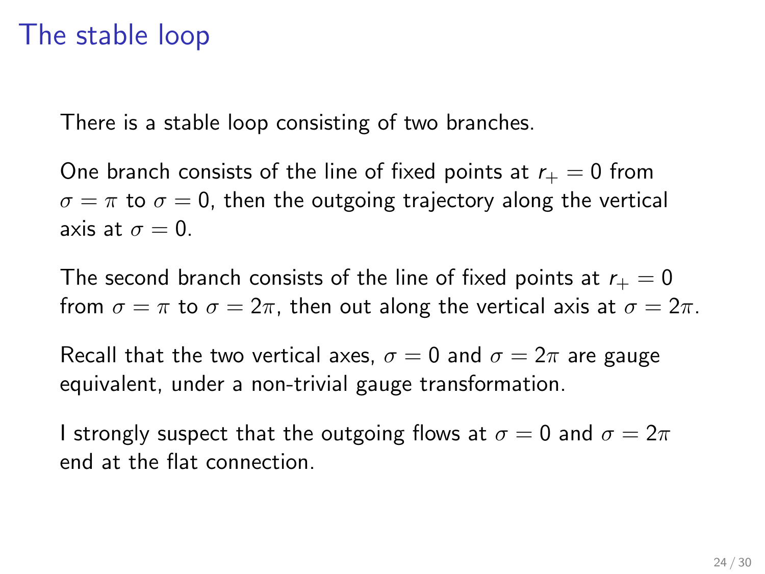# The stable loop

There is a stable loop consisting of two branches.

One branch consists of the line of fixed points at $r_+ = 0$ from $\sigma = \pi$ to $\sigma = 0$, then the outgoing trajectory along the vertical axis at $\sigma = 0$.

The second branch consists of the line of fixed points at $r_+ = 0$ from $\sigma = \pi$ to $\sigma = 2\pi$, then out along the vertical axis at $\sigma = 2\pi$.

Recall that the two vertical axes, $\sigma = 0$ and $\sigma = 2\pi$ are gauge equivalent, under a non-trivial gauge transformation.

I strongly suspect that the outgoing flows at $\sigma = 0$ and $\sigma = 2\pi$ end at the flat connection.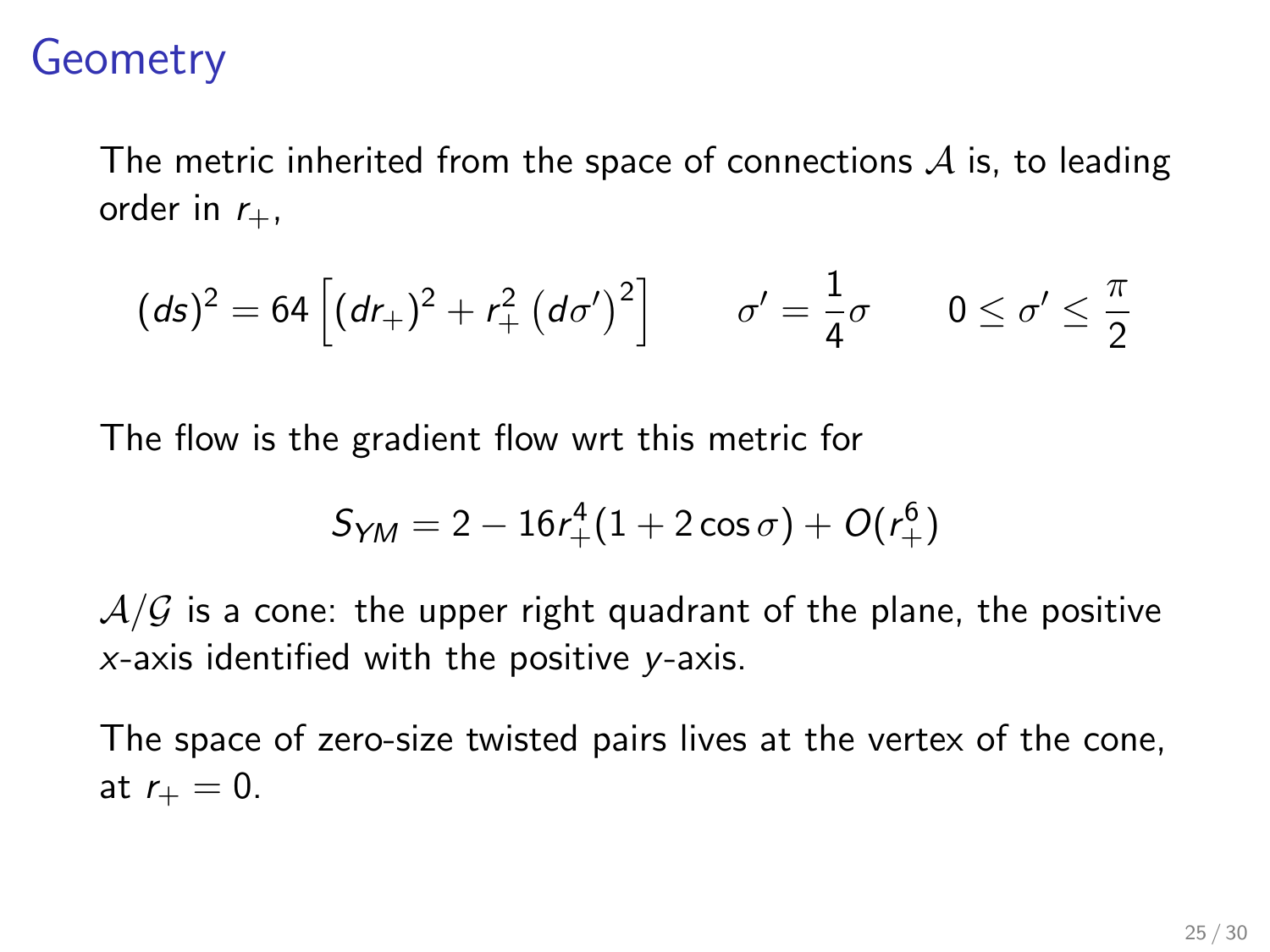# Geometry

The metric inherited from the space of connections $\mathcal{A}$ is, to leading order in $r_+$,

$$(ds)^2 = 64\left[(dr_+)^2 + r_+^2\left(d\sigma'\right)^2\right] \qquad \sigma' = \frac{1}{4}\sigma \qquad 0 \leq \sigma' \leq \frac{\pi}{2}$$

The flow is the gradient flow wrt this metric for

$$S_{YM} = 2 - 16r_+^4(1 + 2\cos\sigma) + O(r_+^6)$$

$\mathcal{A}/\mathcal{G}$ is a cone: the upper right quadrant of the plane, the positive $x$-axis identified with the positive $y$-axis.

The space of zero-size twisted pairs lives at the vertex of the cone, at $r_+ = 0$.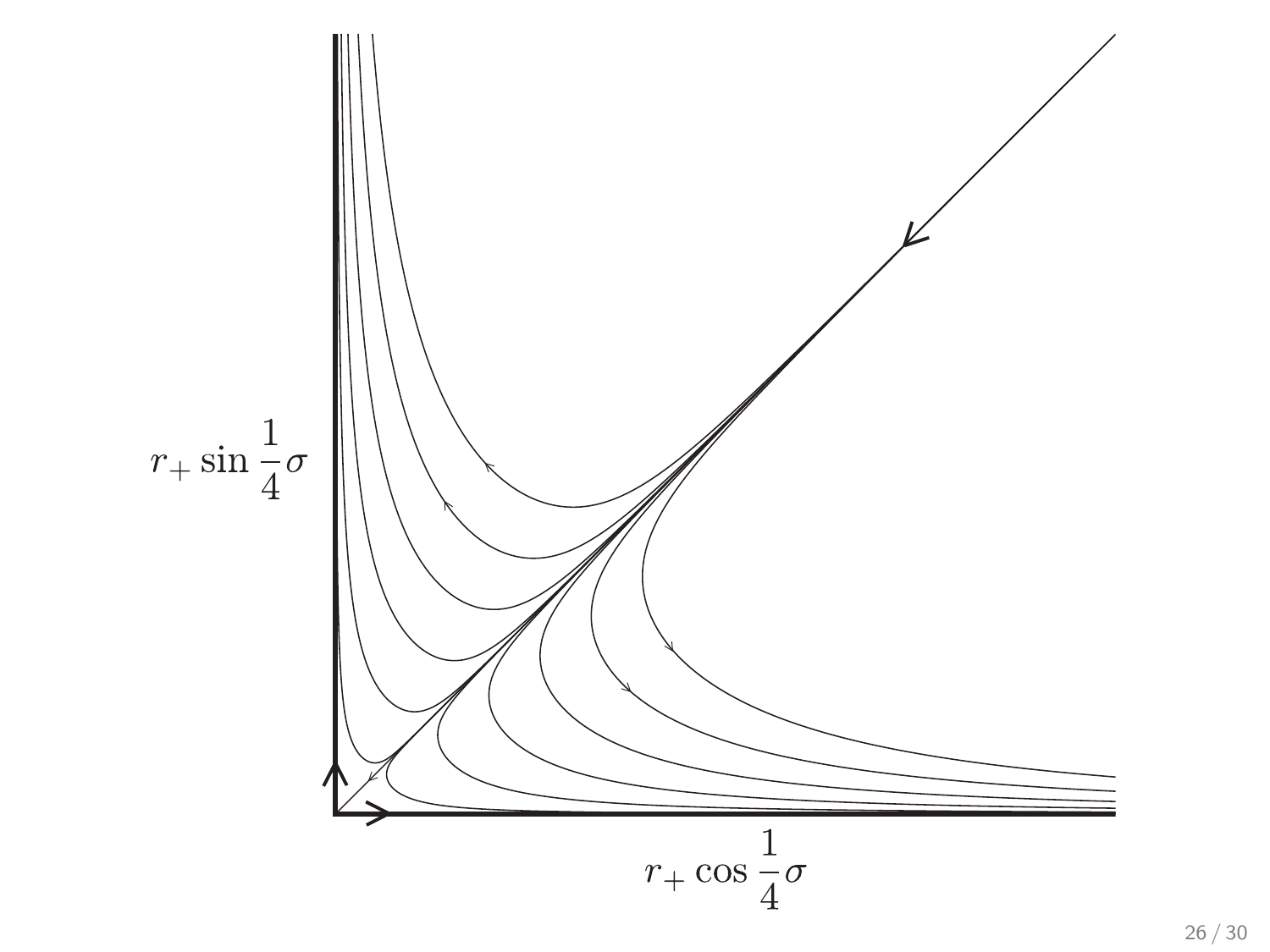$r_+ \sin \frac{1}{4}\sigma$

$r_+ \cos \frac{1}{4}\sigma$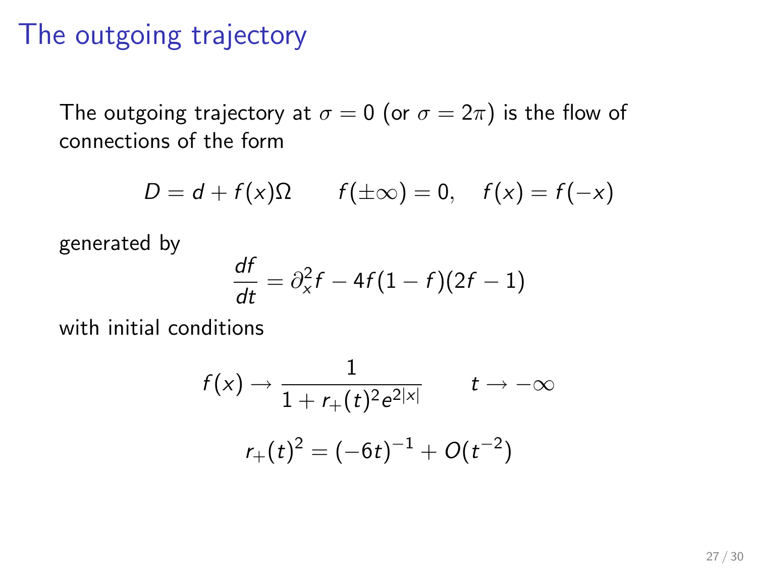# The outgoing trajectory

The outgoing trajectory at $\sigma = 0$ (or $\sigma = 2\pi$) is the flow of connections of the form

$$D = d + f(x)\Omega \qquad f(\pm\infty) = 0, \quad f(x) = f(-x)$$

generated by

$$\frac{df}{dt} = \partial_x^2 f - 4f(1-f)(2f-1)$$

with initial conditions

$$f(x) \to \frac{1}{1 + r_+(t)^2 e^{2|x|}} \qquad t \to -\infty$$

$$r_+(t)^2 = (-6t)^{-1} + O(t^{-2})$$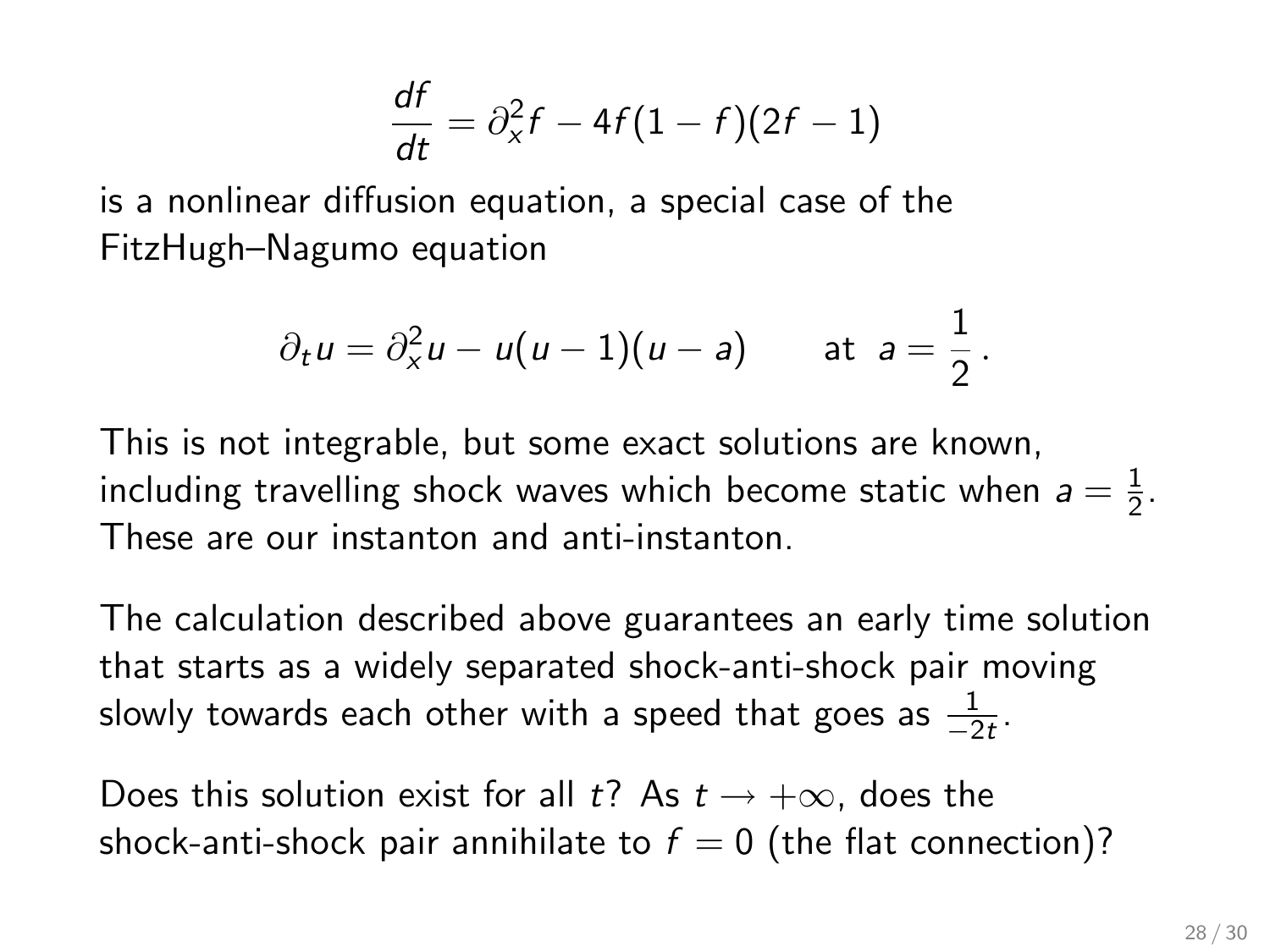$$\frac{df}{dt} = \partial_x^2 f - 4f(1-f)(2f-1)$$

is a nonlinear diffusion equation, a special case of the FitzHugh–Nagumo equation

$$\partial_t u = \partial_x^2 u - u(u-1)(u-a) \qquad \text{at } \; a = \frac{1}{2}\,.$$

This is not integrable, but some exact solutions are known, including travelling shock waves which become static when $a = \frac{1}{2}$. These are our instanton and anti-instanton.

The calculation described above guarantees an early time solution that starts as a widely separated shock-anti-shock pair moving slowly towards each other with a speed that goes as $\frac{1}{-2t}$.

Does this solution exist for all $t$? As $t \to +\infty$, does the shock-anti-shock pair annihilate to $f = 0$ (the flat connection)?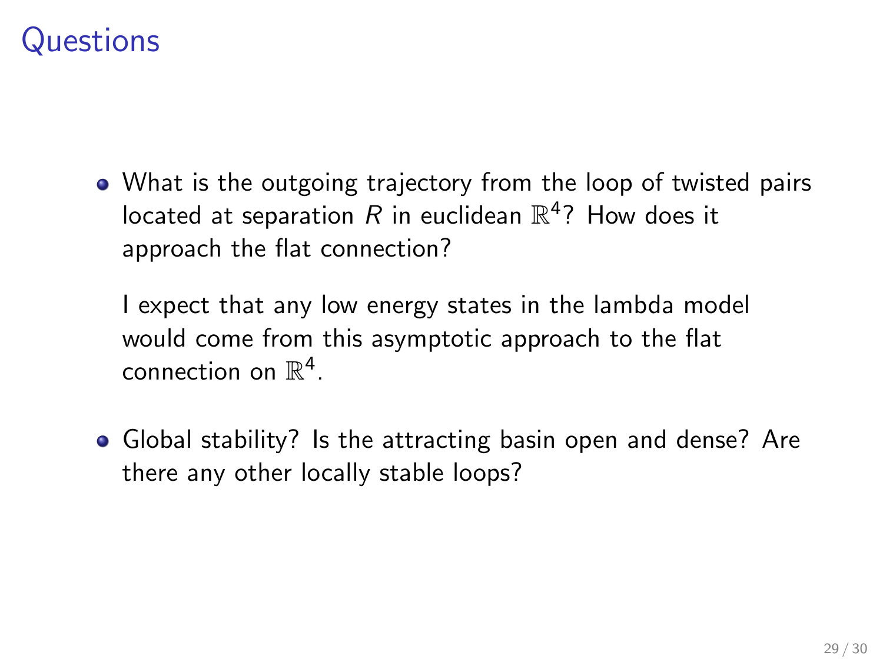# Questions

- What is the outgoing trajectory from the loop of twisted pairs located at separation $R$ in euclidean $\mathbb{R}^4$? How does it approach the flat connection?

  I expect that any low energy states in the lambda model would come from this asymptotic approach to the flat connection on $\mathbb{R}^4$.

- Global stability? Is the attracting basin open and dense? Are there any other locally stable loops?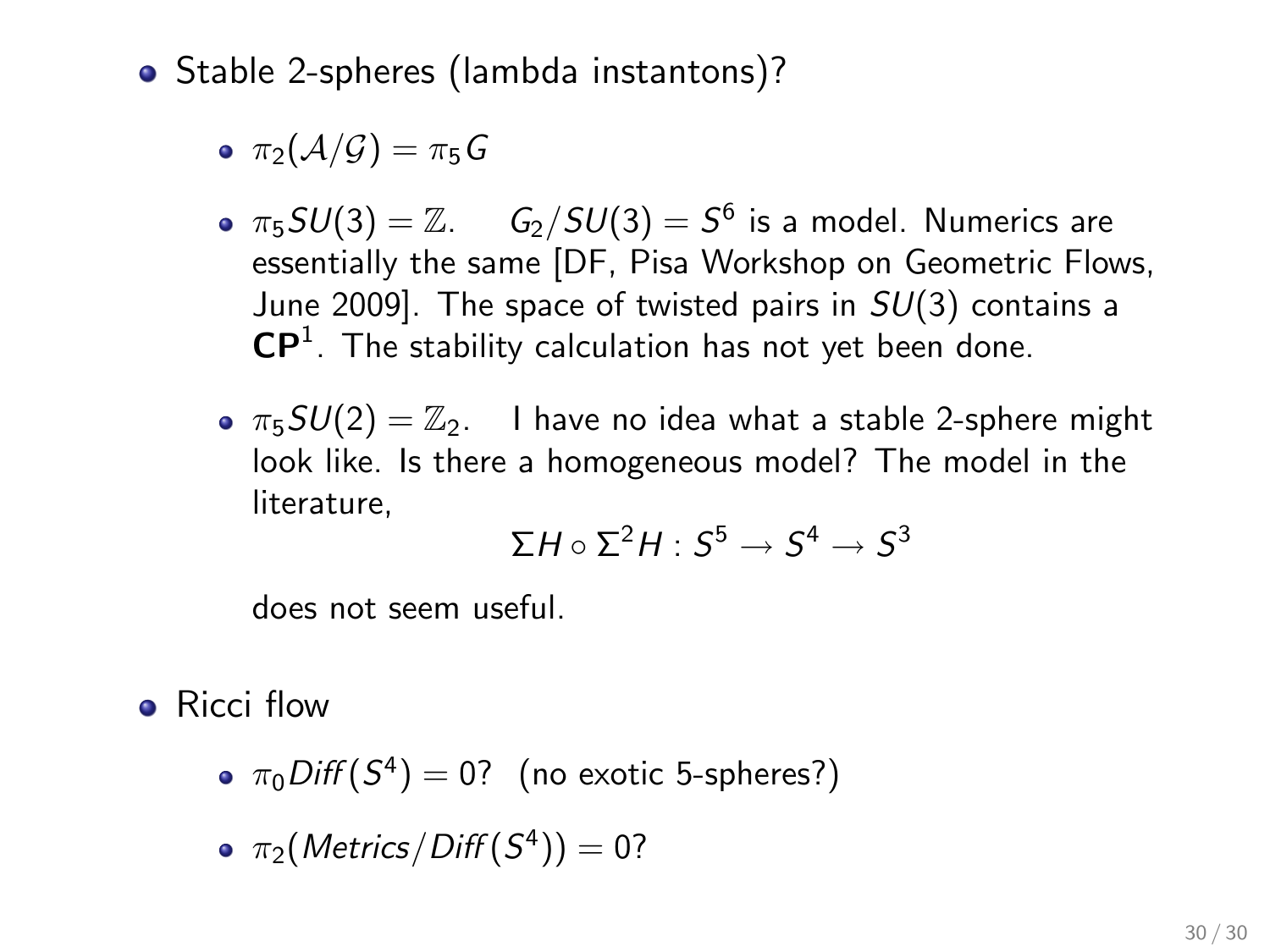- Stable 2-spheres (lambda instantons)?
  - $\pi_2(\mathcal{A}/\mathcal{G}) = \pi_5 G$
  - $\pi_5 SU(3) = \mathbb{Z}$. $G_2/SU(3) = S^6$ is a model. Numerics are essentially the same [DF, Pisa Workshop on Geometric Flows, June 2009]. The space of twisted pairs in $SU(3)$ contains a $\mathbf{CP}^1$. The stability calculation has not yet been done.
  - $\pi_5 SU(2) = \mathbb{Z}_2$. I have no idea what a stable 2-sphere might look like. Is there a homogeneous model? The model in the literature,

    $$\Sigma H \circ \Sigma^2 H : S^5 \to S^4 \to S^3$$

    does not seem useful.

- Ricci flow
  - $\pi_0 \mathit{Diff}(S^4) = 0$? (no exotic 5-spheres?)
  - $\pi_2(\mathit{Metrics}/\mathit{Diff}(S^4)) = 0$?